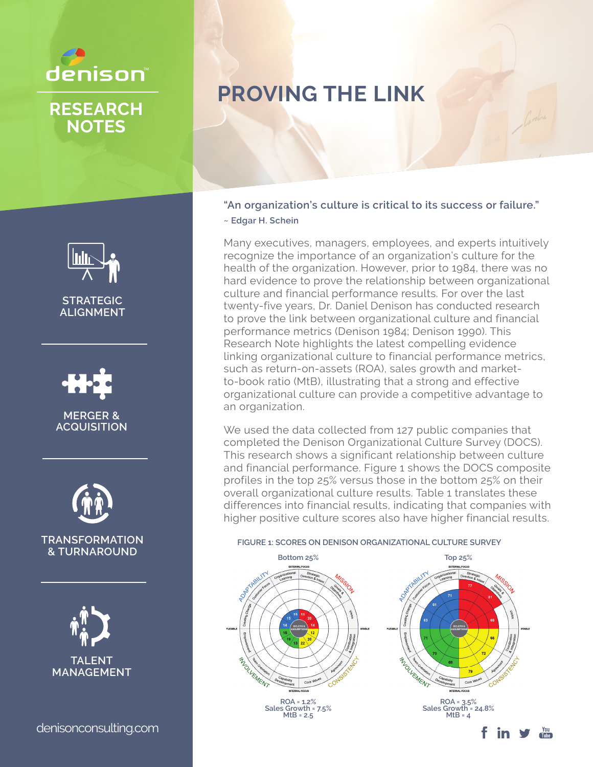denison

# RESEARCH NOTES

STRATEGIC ALIGNMENT

MERGER & ACQUISITION

TRANSFORMATION & TURNAROUND

TALENT MANAGEMENT

denisonconsulting.com

# PROVING THE LINK

**"An organization's culture is critical to its success or failure."**
**~ Edgar H. Schein**

Many executives, managers, employees, and experts intuitively recognize the importance of an organization's culture for the health of the organization. However, prior to 1984, there was no hard evidence to prove the relationship between organizational culture and financial performance results. For over the last twenty-five years, Dr. Daniel Denison has conducted research to prove the link between organizational culture and financial performance metrics (Denison 1984; Denison 1990). This Research Note highlights the latest compelling evidence linking organizational culture to financial performance metrics, such as return-on-assets (ROA), sales growth and market-to-book ratio (MtB), illustrating that a strong and effective organizational culture can provide a competitive advantage to an organization.

We used the data collected from 127 public companies that completed the Denison Organizational Culture Survey (DOCS). This research shows a significant relationship between culture and financial performance. Figure 1 shows the DOCS composite profiles in the top 25% versus those in the bottom 25% on their overall organizational culture results. Table 1 translates these differences into financial results, indicating that companies with higher positive culture scores also have higher financial results.

**FIGURE 1: SCORES ON DENISON ORGANIZATIONAL CULTURE SURVEY**

Bottom 25%

ROA = 1.2%
Sales Growth = 7.5%
MtB = 2.5

Top 25%

ROA = 3.5%
Sales Growth = 24.8%
MtB = 4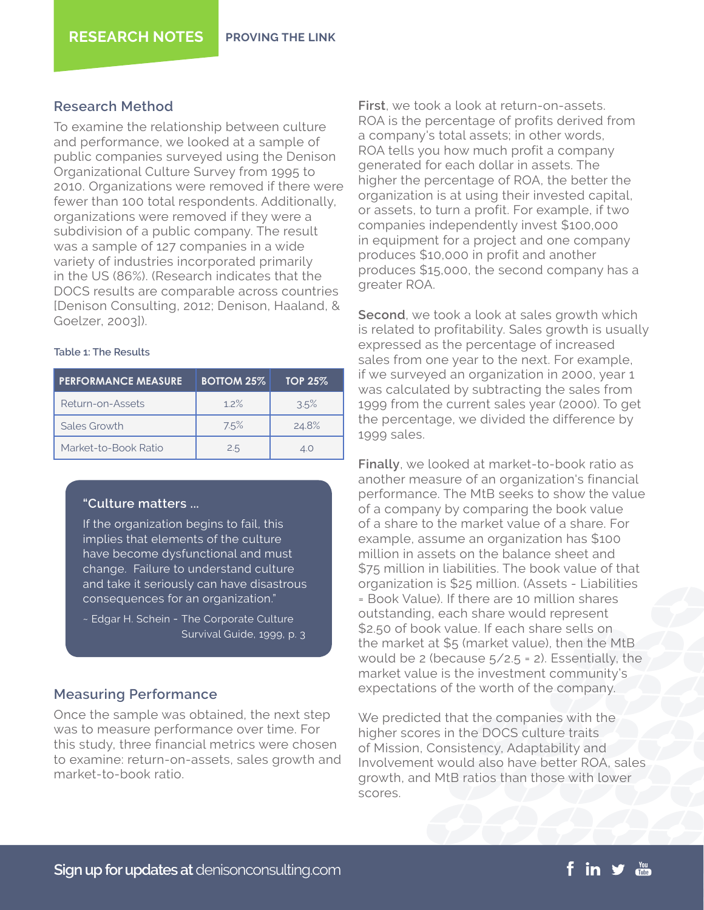## Research Method

To examine the relationship between culture and performance, we looked at a sample of public companies surveyed using the Denison Organizational Culture Survey from 1995 to 2010. Organizations were removed if there were fewer than 100 total respondents. Additionally, organizations were removed if they were a subdivision of a public company. The result was a sample of 127 companies in a wide variety of industries incorporated primarily in the US (86%). (Research indicates that the DOCS results are comparable across countries [Denison Consulting, 2012; Denison, Haaland, & Goelzer, 2003]).

Table 1: The Results

| PERFORMANCE MEASURE | BOTTOM 25% | TOP 25% |
|---|---|---|
| Return-on-Assets | 1.2% | 3.5% |
| Sales Growth | 7.5% | 24.8% |
| Market-to-Book Ratio | 2.5 | 4.0 |

> **"Culture matters ...**
>
> If the organization begins to fail, this implies that elements of the culture have become dysfunctional and must change. Failure to understand culture and take it seriously can have disastrous consequences for an organization."
>
> ~ Edgar H. Schein - The Corporate Culture Survival Guide, 1999, p. 3

## Measuring Performance

Once the sample was obtained, the next step was to measure performance over time. For this study, three financial metrics were chosen to examine: return-on-assets, sales growth and market-to-book ratio.

**First**, we took a look at return-on-assets. ROA is the percentage of profits derived from a company's total assets; in other words, ROA tells you how much profit a company generated for each dollar in assets. The higher the percentage of ROA, the better the organization is at using their invested capital, or assets, to turn a profit. For example, if two companies independently invest $100,000 in equipment for a project and one company produces $10,000 in profit and another produces $15,000, the second company has a greater ROA.

**Second**, we took a look at sales growth which is related to profitability. Sales growth is usually expressed as the percentage of increased sales from one year to the next. For example, if we surveyed an organization in 2000, year 1 was calculated by subtracting the sales from 1999 from the current sales year (2000). To get the percentage, we divided the difference by 1999 sales.

**Finally**, we looked at market-to-book ratio as another measure of an organization's financial performance. The MtB seeks to show the value of a company by comparing the book value of a share to the market value of a share. For example, assume an organization has $100 million in assets on the balance sheet and $75 million in liabilities. The book value of that organization is $25 million. (Assets - Liabilities = Book Value). If there are 10 million shares outstanding, each share would represent $2.50 of book value. If each share sells on the market at $5 (market value), then the MtB would be 2 (because 5/2.5 = 2). Essentially, the market value is the investment community's expectations of the worth of the company.

We predicted that the companies with the higher scores in the DOCS culture traits of Mission, Consistency, Adaptability and Involvement would also have better ROA, sales growth, and MtB ratios than those with lower scores.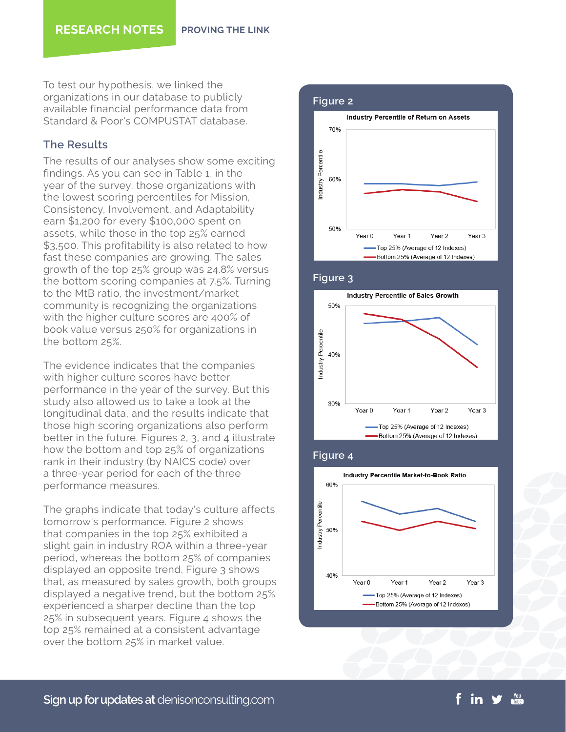To test our hypothesis, we linked the organizations in our database to publicly available financial performance data from Standard & Poor's COMPUSTAT database.

## The Results

The results of our analyses show some exciting findings. As you can see in Table 1, in the year of the survey, those organizations with the lowest scoring percentiles for Mission, Consistency, Involvement, and Adaptability earn $1,200 for every $100,000 spent on assets, while those in the top 25% earned $3,500. This profitability is also related to how fast these companies are growing. The sales growth of the top 25% group was 24.8% versus the bottom scoring companies at 7.5%. Turning to the MtB ratio, the investment/market community is recognizing the organizations with the higher culture scores are 400% of book value versus 250% for organizations in the bottom 25%.

The evidence indicates that the companies with higher culture scores have better performance in the year of the survey. But this study also allowed us to take a look at the longitudinal data, and the results indicate that those high scoring organizations also perform better in the future. Figures 2, 3, and 4 illustrate how the bottom and top 25% of organizations rank in their industry (by NAICS code) over a three-year period for each of the three performance measures.

The graphs indicate that today's culture affects tomorrow's performance. Figure 2 shows that companies in the top 25% exhibited a slight gain in industry ROA within a three-year period, whereas the bottom 25% of companies displayed an opposite trend. Figure 3 shows that, as measured by sales growth, both groups displayed a negative trend, but the bottom 25% experienced a sharper decline than the top 25% in subsequent years. Figure 4 shows the top 25% remained at a consistent advantage over the bottom 25% in market value.

### Figure 2

Industry Percentile of Return on Assets

### Figure 3

Industry Percentile of Sales Growth

### Figure 4

Industry Percentile Market-to-Book Ratio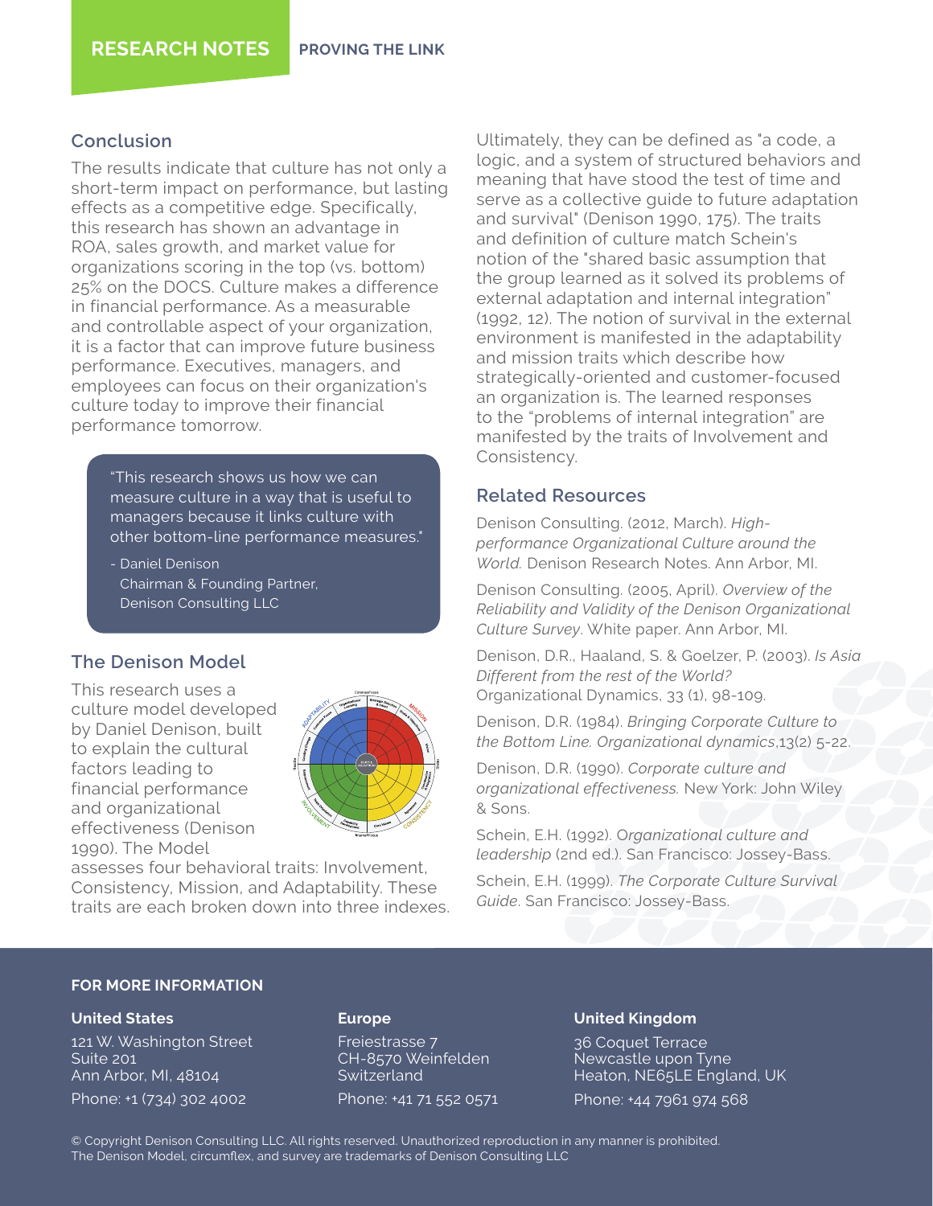## Conclusion

The results indicate that culture has not only a short-term impact on performance, but lasting effects as a competitive edge. Specifically, this research has shown an advantage in ROA, sales growth, and market value for organizations scoring in the top (vs. bottom) 25% on the DOCS. Culture makes a difference in financial performance. As a measurable and controllable aspect of your organization, it is a factor that can improve future business performance. Executives, managers, and employees can focus on their organization's culture today to improve their financial performance tomorrow.

> "This research shows us how we can measure culture in a way that is useful to managers because it links culture with other bottom-line performance measures."
>
> - Daniel Denison
> Chairman & Founding Partner,
> Denison Consulting LLC

## The Denison Model

This research uses a culture model developed by Daniel Denison, built to explain the cultural factors leading to financial performance and organizational effectiveness (Denison 1990). The Model assesses four behavioral traits: Involvement, Consistency, Mission, and Adaptability. These traits are each broken down into three indexes. Ultimately, they can be defined as "a code, a logic, and a system of structured behaviors and meaning that have stood the test of time and serve as a collective guide to future adaptation and survival" (Denison 1990, 175). The traits and definition of culture match Schein's notion of the "shared basic assumption that the group learned as it solved its problems of external adaptation and internal integration" (1992, 12). The notion of survival in the external environment is manifested in the adaptability and mission traits which describe how strategically-oriented and customer-focused an organization is. The learned responses to the "problems of internal integration" are manifested by the traits of Involvement and Consistency.

## Related Resources

Denison Consulting. (2012, March). *High-performance Organizational Culture around the World.* Denison Research Notes. Ann Arbor, MI.

Denison Consulting. (2005, April). *Overview of the Reliability and Validity of the Denison Organizational Culture Survey*. White paper. Ann Arbor, MI.

Denison, D.R., Haaland, S. & Goelzer, P. (2003). *Is Asia Different from the rest of the World?* Organizational Dynamics, 33 (1), 98-109.

Denison, D.R. (1984). *Bringing Corporate Culture to the Bottom Line. Organizational dynamics*,13(2) 5-22.

Denison, D.R. (1990). *Corporate culture and organizational effectiveness.* New York: John Wiley & Sons.

Schein, E.H. (1992). *Organizational culture and leadership* (2nd ed.). San Francisco: Jossey-Bass.

Schein, E.H. (1999). *The Corporate Culture Survival Guide*. San Francisco: Jossey-Bass.

**FOR MORE INFORMATION**

**United States**
121 W. Washington Street
Suite 201
Ann Arbor, MI, 48104
Phone: +1 (734) 302 4002

**Europe**
Freiestrasse 7
CH-8570 Weinfelden
Switzerland
Phone: +41 71 552 0571

**United Kingdom**
36 Coquet Terrace
Newcastle upon Tyne
Heaton, NE65LE England, UK
Phone: +44 7961 974 568

© Copyright Denison Consulting LLC. All rights reserved. Unauthorized reproduction in any manner is prohibited.
The Denison Model, circumflex, and survey are trademarks of Denison Consulting LLC